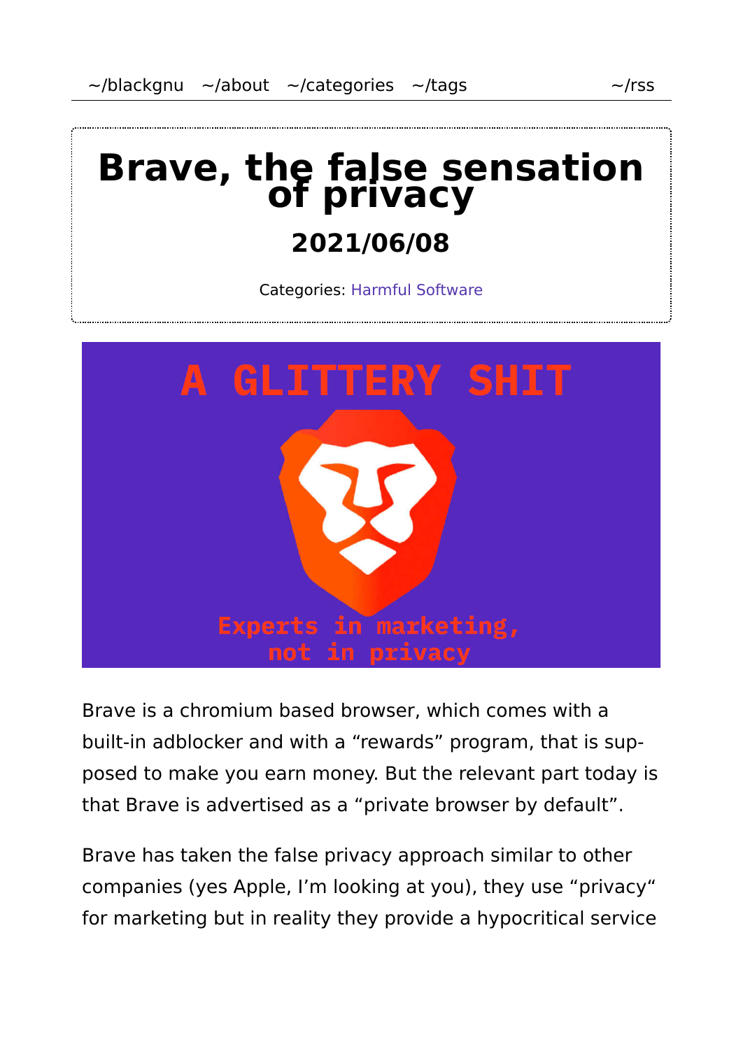~/blackgnu ~/about ~/categories ~/tags ~/rss

# Brave, the false sensation of privacy

## 2021/06/08

Categories: Harmful Software

A GLITTERY SHIT

Experts in marketing, not in privacy

Brave is a chromium based browser, which comes with a built-in adblocker and with a “rewards” program, that is supposed to make you earn money. But the relevant part today is that Brave is advertised as a “private browser by default”.

Brave has taken the false privacy approach similar to other companies (yes Apple, I’m looking at you), they use “privacy“ for marketing but in reality they provide a hypocritical service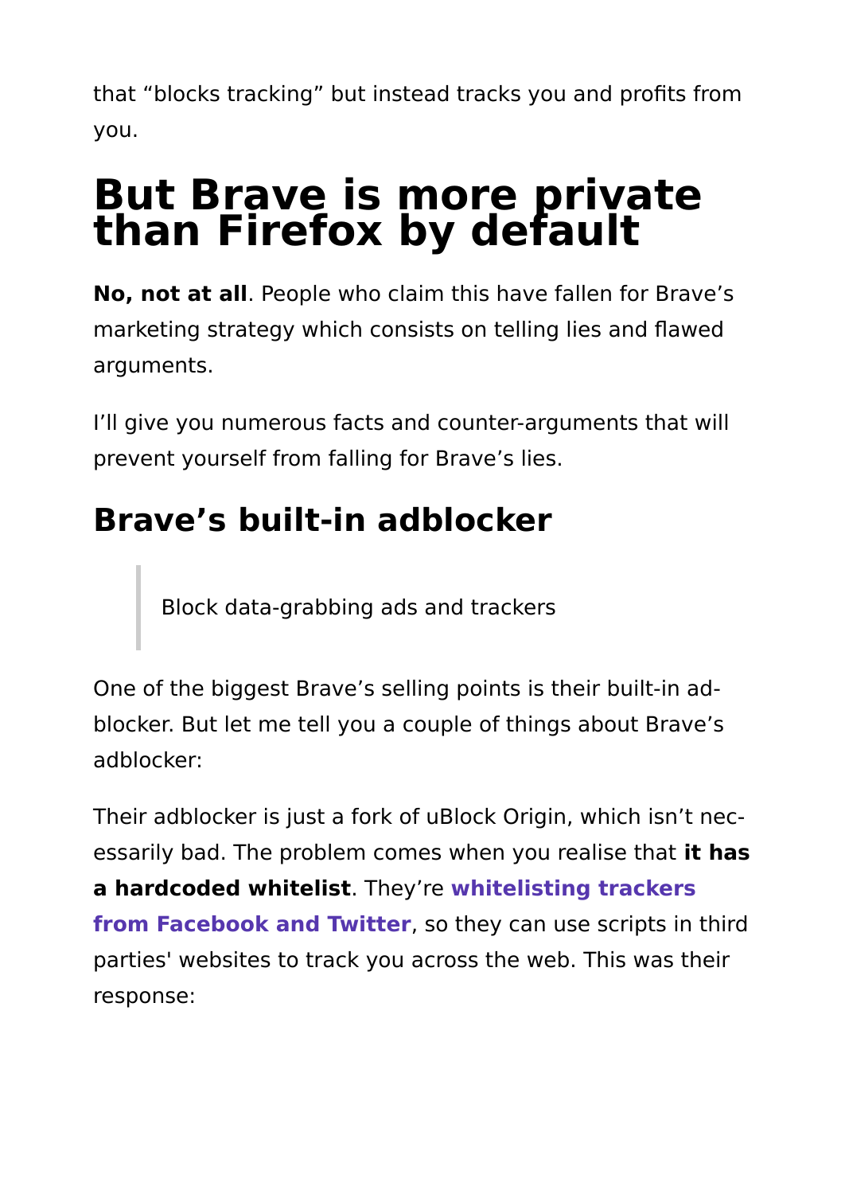that “blocks tracking” but instead tracks you and profits from you.

# But Brave is more private than Firefox by default

**No, not at all**. People who claim this have fallen for Brave’s marketing strategy which consists on telling lies and flawed arguments.

I’ll give you numerous facts and counter-arguments that will prevent yourself from falling for Brave’s lies.

## Brave’s built-in adblocker

> Block data-grabbing ads and trackers

One of the biggest Brave’s selling points is their built-in adblocker. But let me tell you a couple of things about Brave’s adblocker:

Their adblocker is just a fork of uBlock Origin, which isn’t necessarily bad. The problem comes when you realise that **it has a hardcoded whitelist**. They’re **whitelisting trackers from Facebook and Twitter**, so they can use scripts in third parties' websites to track you across the web. This was their response: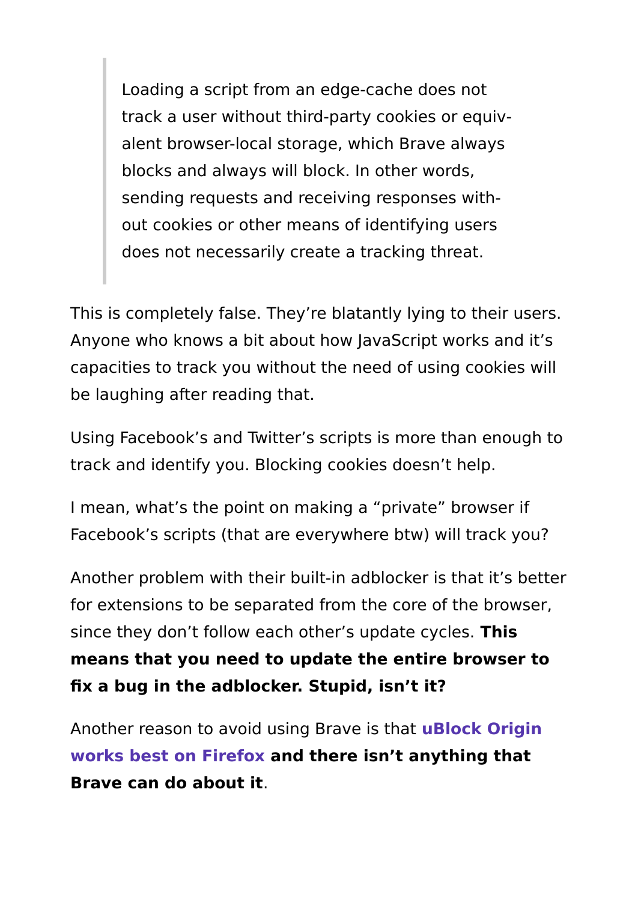> Loading a script from an edge-cache does not track a user without third-party cookies or equivalent browser-local storage, which Brave always blocks and always will block. In other words, sending requests and receiving responses without cookies or other means of identifying users does not necessarily create a tracking threat.

This is completely false. They're blatantly lying to their users. Anyone who knows a bit about how JavaScript works and it's capacities to track you without the need of using cookies will be laughing after reading that.

Using Facebook's and Twitter's scripts is more than enough to track and identify you. Blocking cookies doesn't help.

I mean, what's the point on making a "private" browser if Facebook's scripts (that are everywhere btw) will track you?

Another problem with their built-in adblocker is that it's better for extensions to be separated from the core of the browser, since they don't follow each other's update cycles. **This means that you need to update the entire browser to fix a bug in the adblocker. Stupid, isn't it?**

Another reason to avoid using Brave is that **uBlock Origin works best on Firefox and there isn't anything that Brave can do about it**.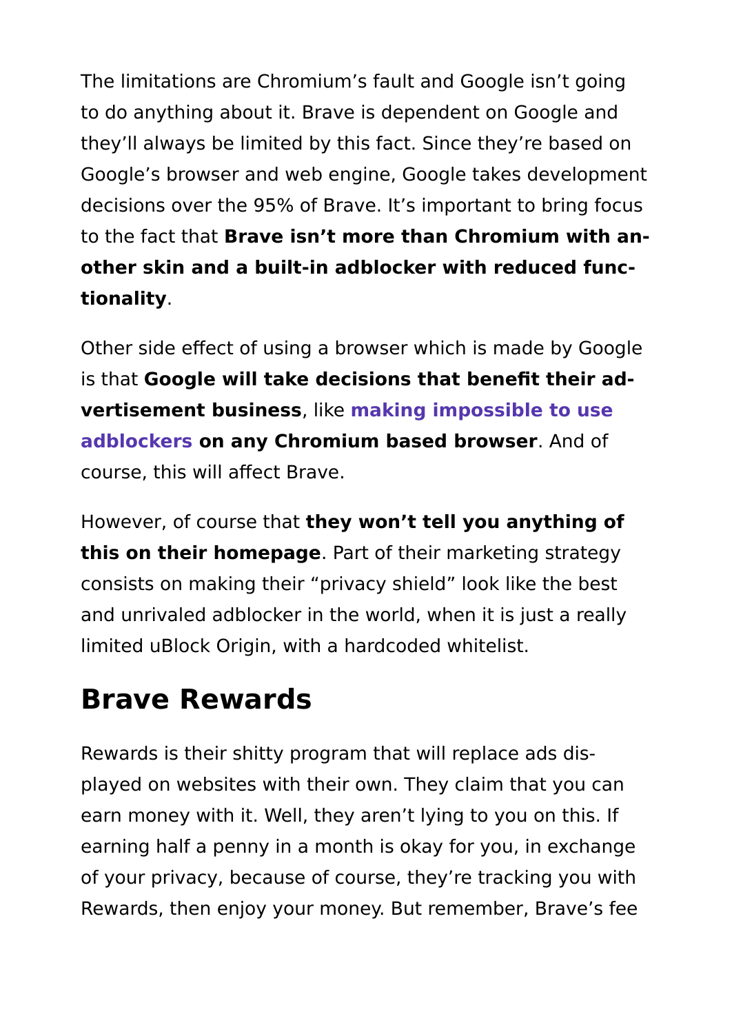The limitations are Chromium's fault and Google isn't going to do anything about it. Brave is dependent on Google and they'll always be limited by this fact. Since they're based on Google's browser and web engine, Google takes development decisions over the 95% of Brave. It's important to bring focus to the fact that **Brave isn't more than Chromium with another skin and a built-in adblocker with reduced functionality**.

Other side effect of using a browser which is made by Google is that **Google will take decisions that benefit their advertisement business**, like **making impossible to use adblockers on any Chromium based browser**. And of course, this will affect Brave.

However, of course that **they won't tell you anything of this on their homepage**. Part of their marketing strategy consists on making their "privacy shield" look like the best and unrivaled adblocker in the world, when it is just a really limited uBlock Origin, with a hardcoded whitelist.

## Brave Rewards

Rewards is their shitty program that will replace ads displayed on websites with their own. They claim that you can earn money with it. Well, they aren't lying to you on this. If earning half a penny in a month is okay for you, in exchange of your privacy, because of course, they're tracking you with Rewards, then enjoy your money. But remember, Brave's fee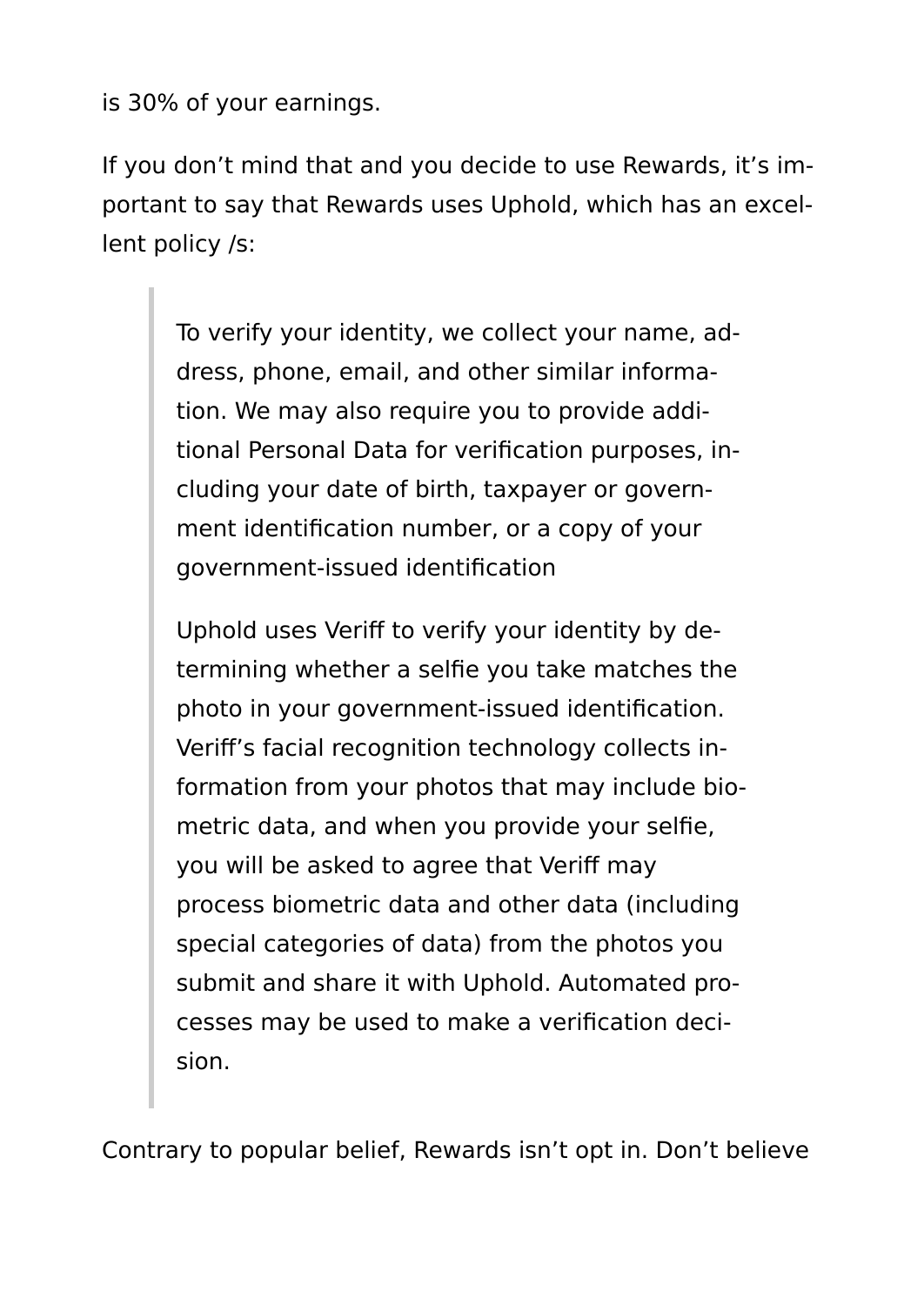is 30% of your earnings.

If you don't mind that and you decide to use Rewards, it's important to say that Rewards uses Uphold, which has an excellent policy /s:

> To verify your identity, we collect your name, address, phone, email, and other similar information. We may also require you to provide additional Personal Data for verification purposes, including your date of birth, taxpayer or government identification number, or a copy of your government-issued identification
>
> Uphold uses Veriff to verify your identity by determining whether a selfie you take matches the photo in your government-issued identification. Veriff's facial recognition technology collects information from your photos that may include biometric data, and when you provide your selfie, you will be asked to agree that Veriff may process biometric data and other data (including special categories of data) from the photos you submit and share it with Uphold. Automated processes may be used to make a verification decision.

Contrary to popular belief, Rewards isn't opt in. Don't believe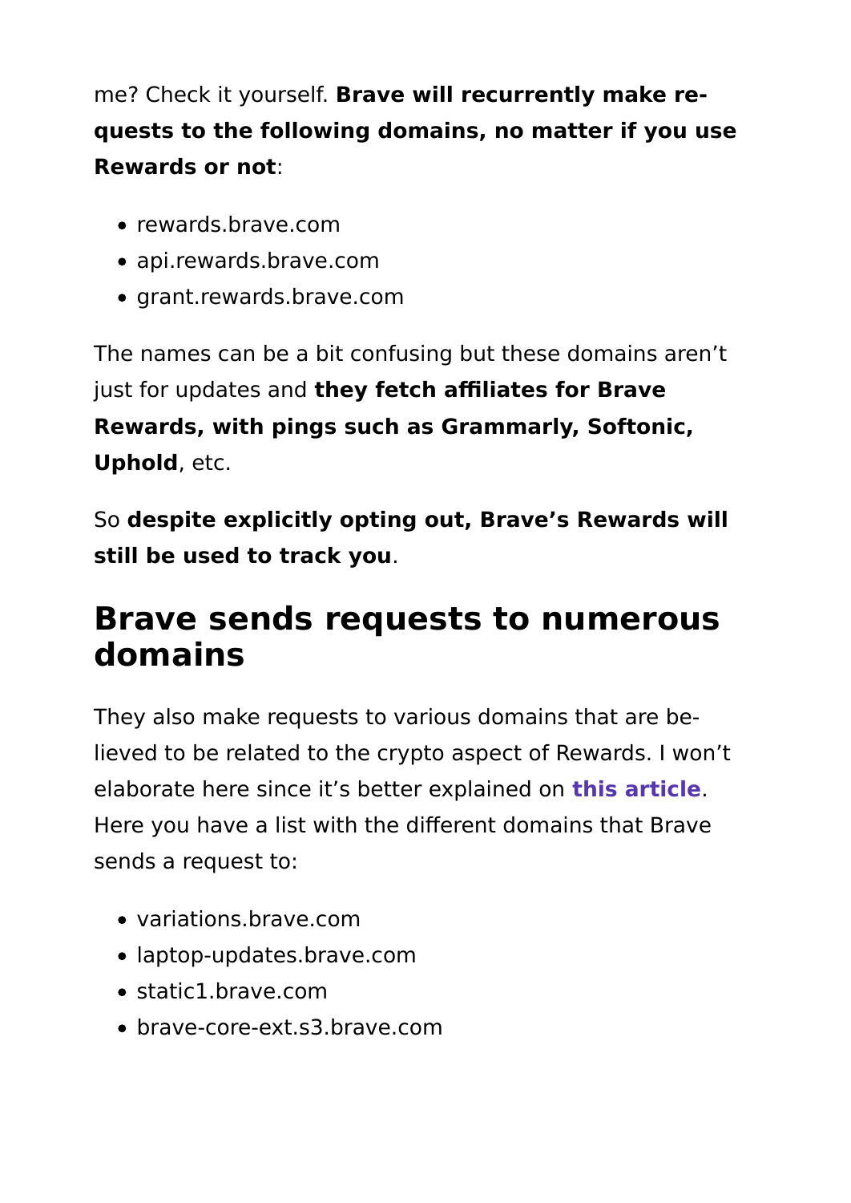me? Check it yourself. **Brave will recurrently make requests to the following domains, no matter if you use Rewards or not**:

- rewards.brave.com
- api.rewards.brave.com
- grant.rewards.brave.com

The names can be a bit confusing but these domains aren't just for updates and **they fetch affiliates for Brave Rewards, with pings such as Grammarly, Softonic, Uphold**, etc.

So **despite explicitly opting out, Brave's Rewards will still be used to track you**.

## Brave sends requests to numerous domains

They also make requests to various domains that are believed to be related to the crypto aspect of Rewards. I won't elaborate here since it's better explained on **this article**. Here you have a list with the different domains that Brave sends a request to:

- variations.brave.com
- laptop-updates.brave.com
- static1.brave.com
- brave-core-ext.s3.brave.com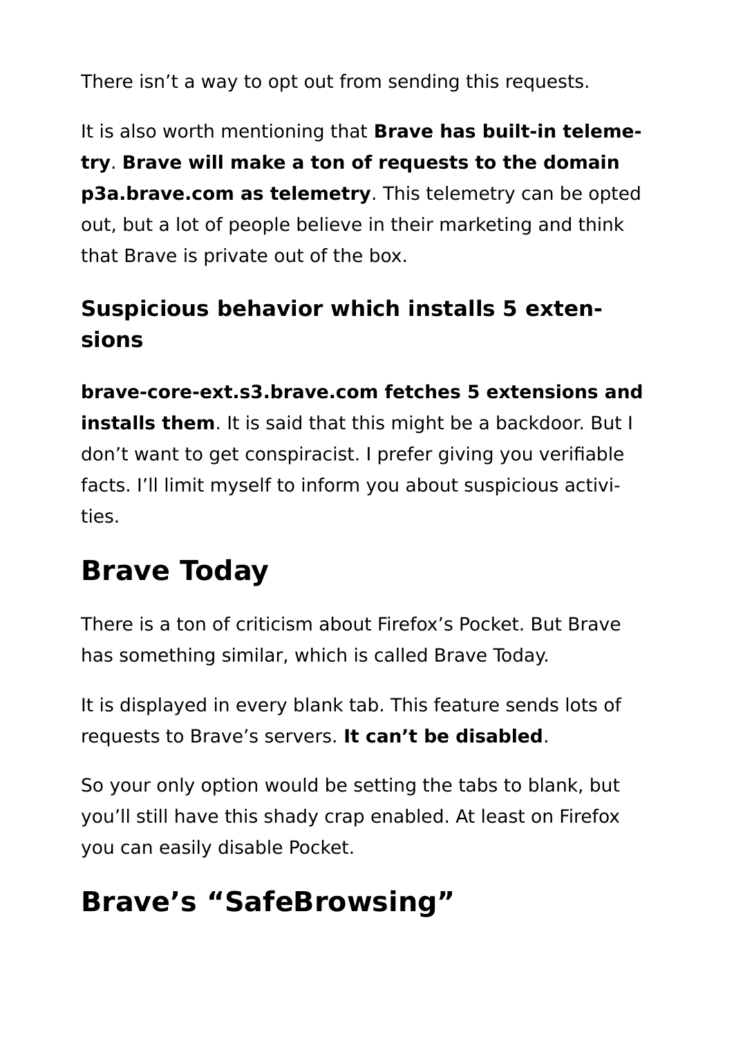There isn't a way to opt out from sending this requests.

It is also worth mentioning that **Brave has built-in telemetry**. **Brave will make a ton of requests to the domain p3a.brave.com as telemetry**. This telemetry can be opted out, but a lot of people believe in their marketing and think that Brave is private out of the box.

### Suspicious behavior which installs 5 extensions

**brave-core-ext.s3.brave.com fetches 5 extensions and installs them**. It is said that this might be a backdoor. But I don't want to get conspiracist. I prefer giving you verifiable facts. I'll limit myself to inform you about suspicious activities.

## Brave Today

There is a ton of criticism about Firefox's Pocket. But Brave has something similar, which is called Brave Today.

It is displayed in every blank tab. This feature sends lots of requests to Brave's servers. **It can't be disabled**.

So your only option would be setting the tabs to blank, but you'll still have this shady crap enabled. At least on Firefox you can easily disable Pocket.

## Brave's "SafeBrowsing"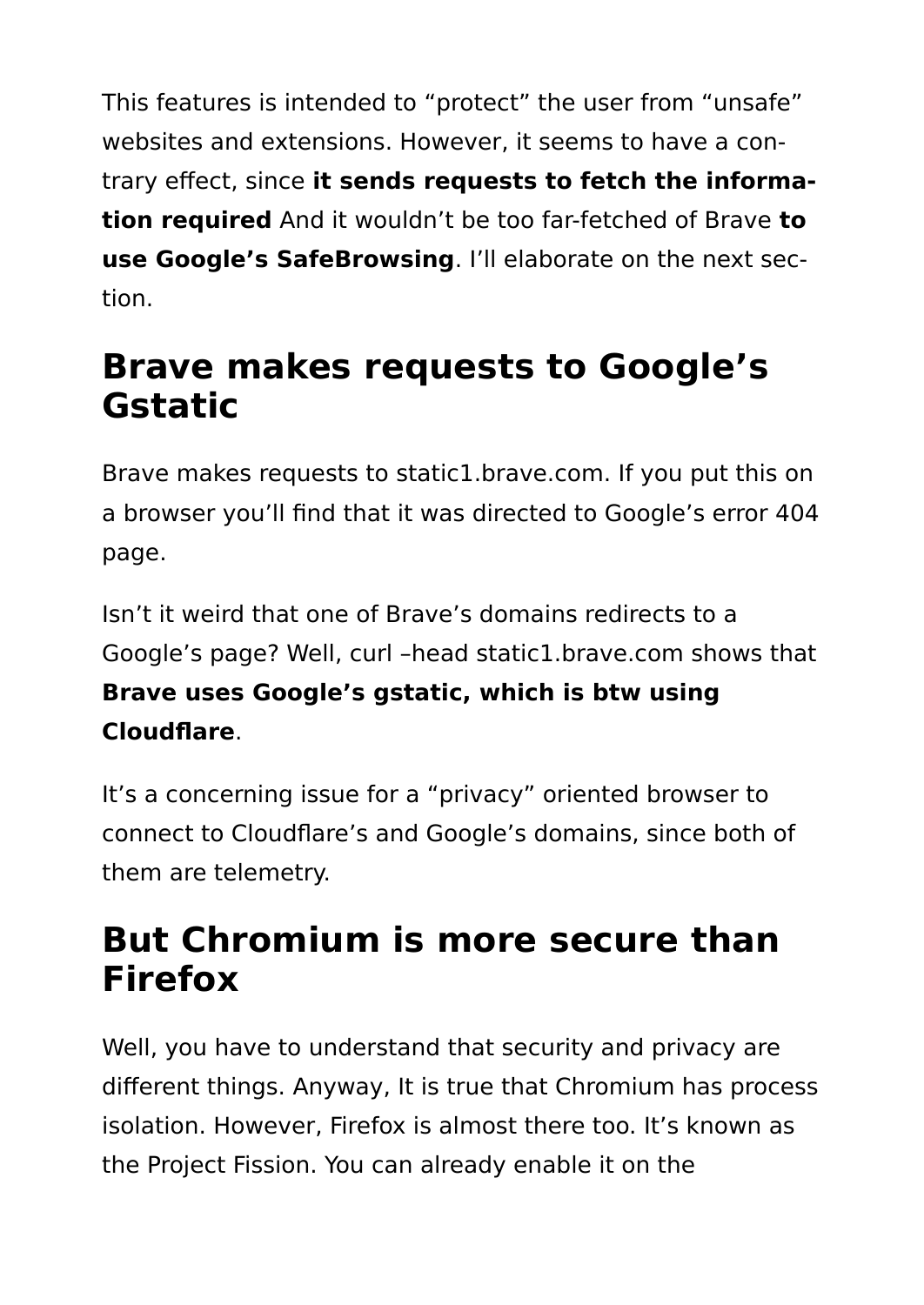This features is intended to "protect" the user from "unsafe" websites and extensions. However, it seems to have a contrary effect, since **it sends requests to fetch the information required** And it wouldn't be too far-fetched of Brave **to use Google's SafeBrowsing**. I'll elaborate on the next section.

## Brave makes requests to Google's Gstatic

Brave makes requests to static1.brave.com. If you put this on a browser you'll find that it was directed to Google's error 404 page.

Isn't it weird that one of Brave's domains redirects to a Google's page? Well, curl –head static1.brave.com shows that **Brave uses Google's gstatic, which is btw using Cloudflare**.

It's a concerning issue for a "privacy" oriented browser to connect to Cloudflare's and Google's domains, since both of them are telemetry.

## But Chromium is more secure than Firefox

Well, you have to understand that security and privacy are different things. Anyway, It is true that Chromium has process isolation. However, Firefox is almost there too. It's known as the Project Fission. You can already enable it on the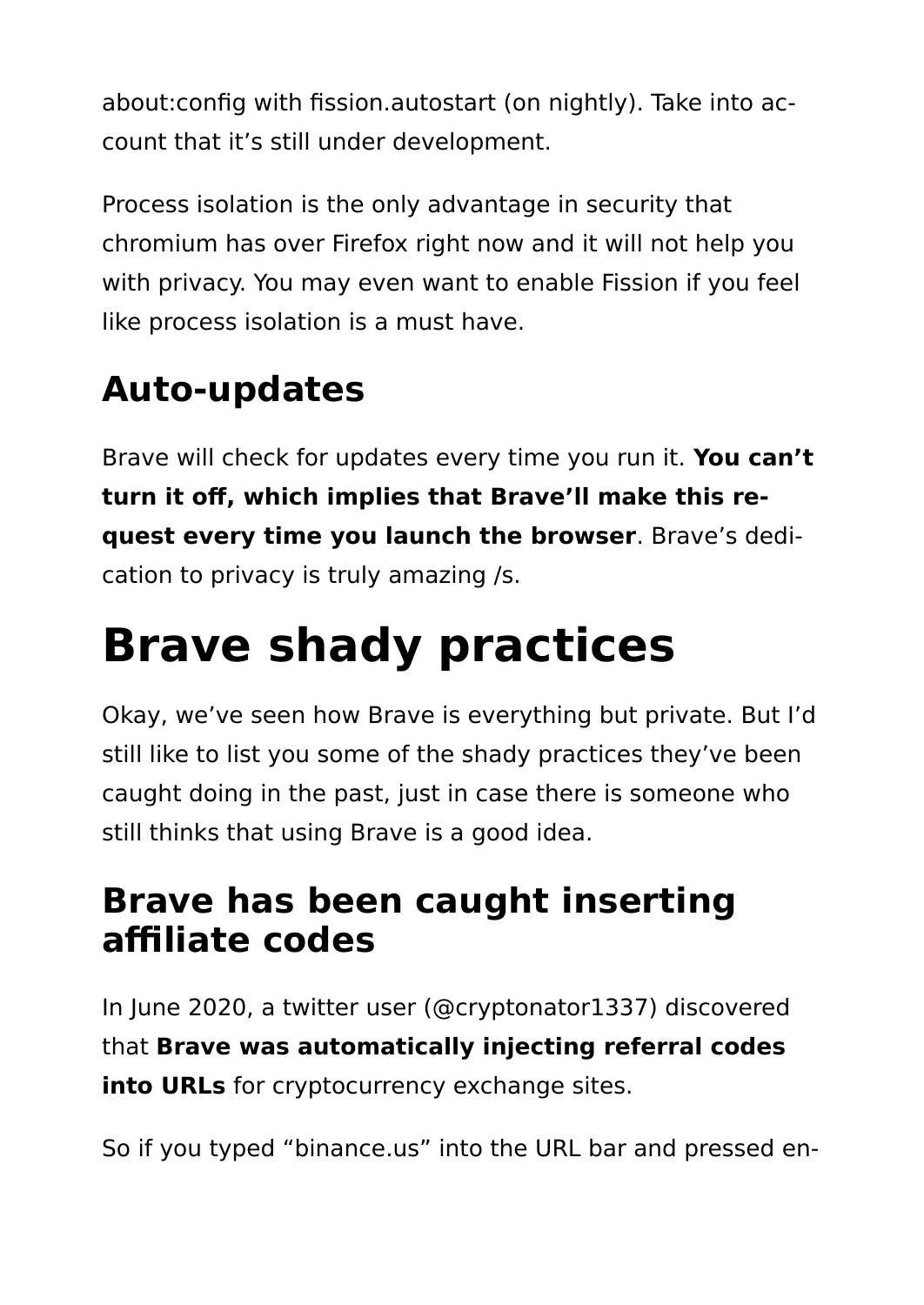about:config with fission.autostart (on nightly). Take into account that it's still under development.

Process isolation is the only advantage in security that chromium has over Firefox right now and it will not help you with privacy. You may even want to enable Fission if you feel like process isolation is a must have.

## Auto-updates

Brave will check for updates every time you run it. **You can't turn it off, which implies that Brave'll make this request every time you launch the browser**. Brave's dedication to privacy is truly amazing /s.

# Brave shady practices

Okay, we've seen how Brave is everything but private. But I'd still like to list you some of the shady practices they've been caught doing in the past, just in case there is someone who still thinks that using Brave is a good idea.

## Brave has been caught inserting affiliate codes

In June 2020, a twitter user (@cryptonator1337) discovered that **Brave was automatically injecting referral codes into URLs** for cryptocurrency exchange sites.

So if you typed "binance.us" into the URL bar and pressed en-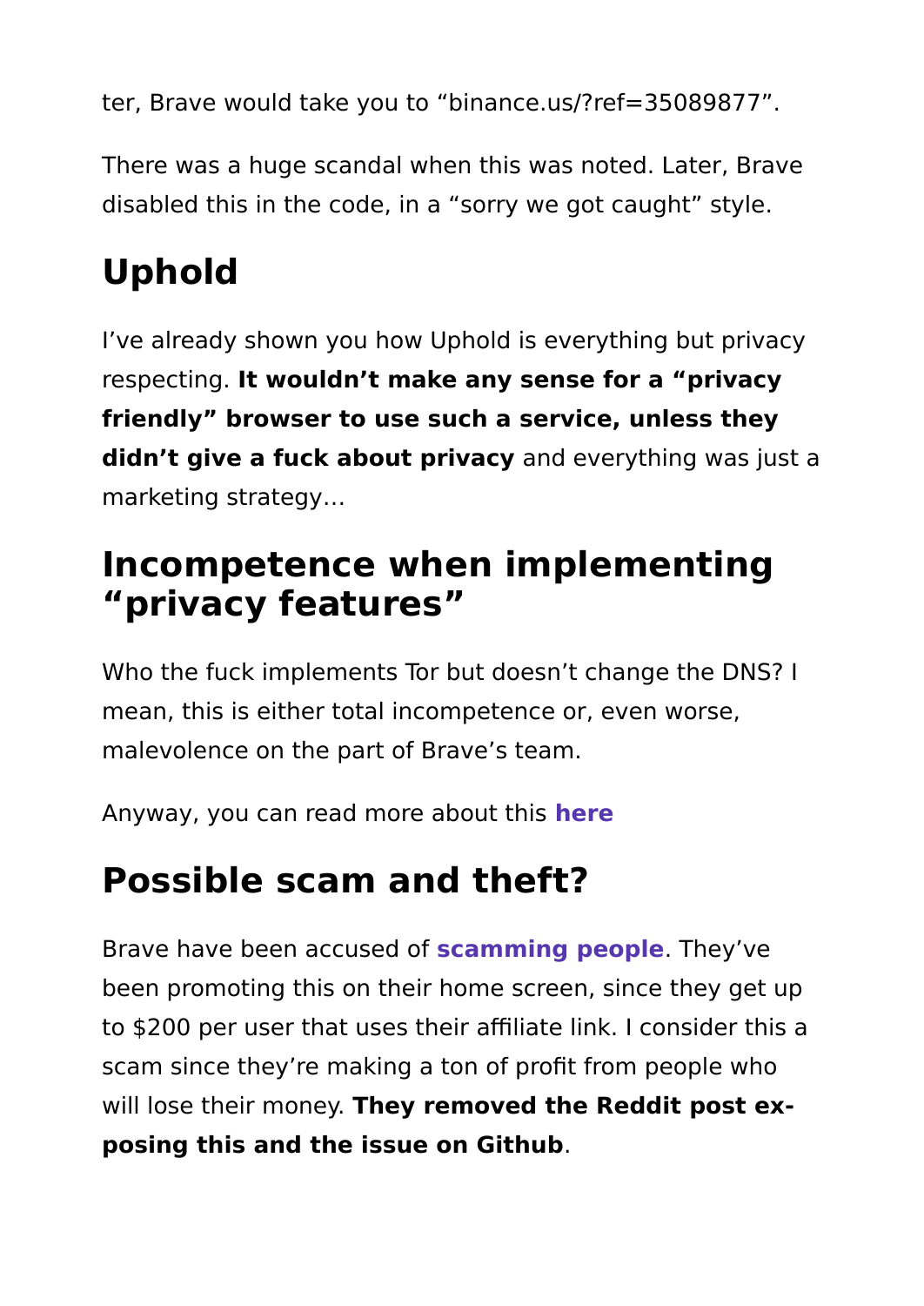ter, Brave would take you to “binance.us/?ref=35089877”.

There was a huge scandal when this was noted. Later, Brave disabled this in the code, in a “sorry we got caught” style.

## Uphold

I’ve already shown you how Uphold is everything but privacy respecting. **It wouldn’t make any sense for a “privacy friendly” browser to use such a service, unless they didn’t give a fuck about privacy** and everything was just a marketing strategy…

## Incompetence when implementing “privacy features”

Who the fuck implements Tor but doesn’t change the DNS? I mean, this is either total incompetence or, even worse, malevolence on the part of Brave’s team.

Anyway, you can read more about this **here**

## Possible scam and theft?

Brave have been accused of **scamming people**. They’ve been promoting this on their home screen, since they get up to $200 per user that uses their affiliate link. I consider this a scam since they’re making a ton of profit from people who will lose their money. **They removed the Reddit post exposing this and the issue on Github**.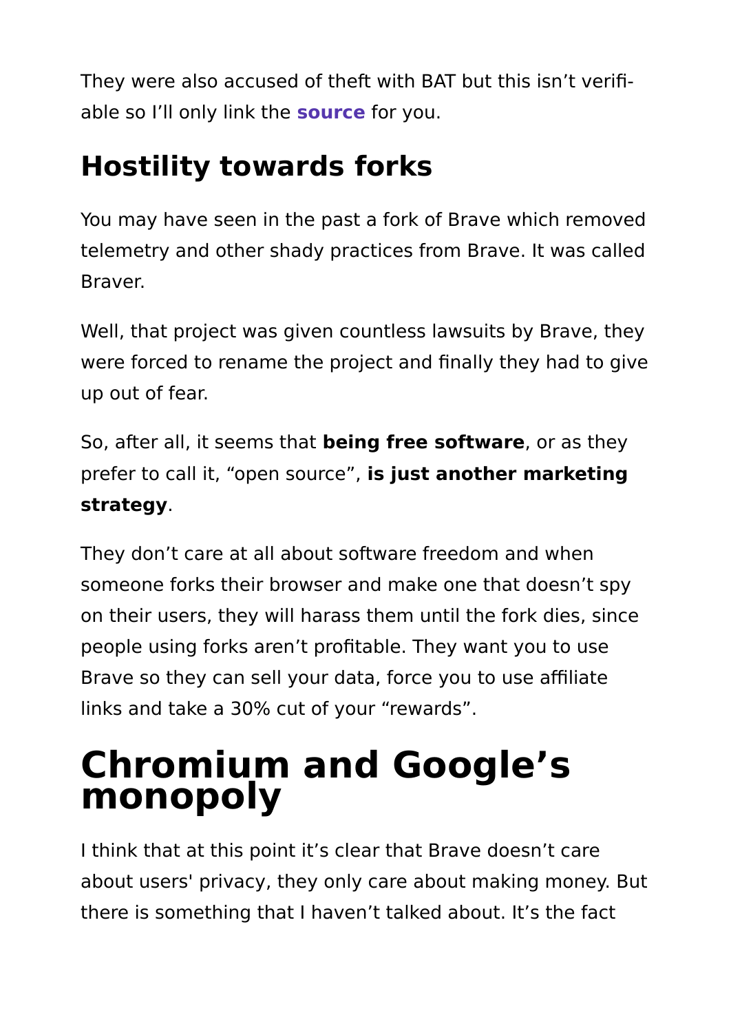They were also accused of theft with BAT but this isn't verifiable so I'll only link the **source** for you.

## Hostility towards forks

You may have seen in the past a fork of Brave which removed telemetry and other shady practices from Brave. It was called Braver.

Well, that project was given countless lawsuits by Brave, they were forced to rename the project and finally they had to give up out of fear.

So, after all, it seems that **being free software**, or as they prefer to call it, "open source", **is just another marketing strategy**.

They don't care at all about software freedom and when someone forks their browser and make one that doesn't spy on their users, they will harass them until the fork dies, since people using forks aren't profitable. They want you to use Brave so they can sell your data, force you to use affiliate links and take a 30% cut of your "rewards".

# Chromium and Google's monopoly

I think that at this point it's clear that Brave doesn't care about users' privacy, they only care about making money. But there is something that I haven't talked about. It's the fact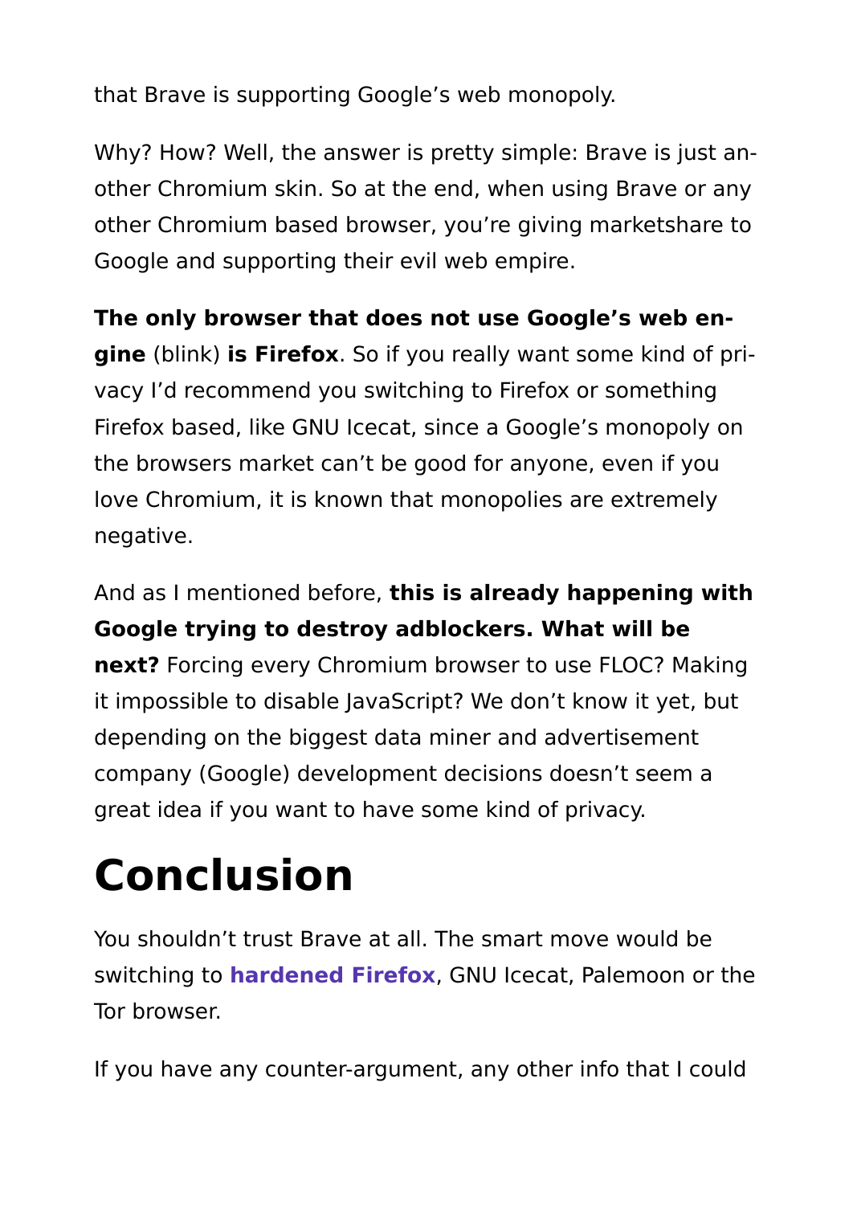that Brave is supporting Google's web monopoly.

Why? How? Well, the answer is pretty simple: Brave is just another Chromium skin. So at the end, when using Brave or any other Chromium based browser, you're giving marketshare to Google and supporting their evil web empire.

**The only browser that does not use Google's web engine** (blink) **is Firefox**. So if you really want some kind of privacy I'd recommend you switching to Firefox or something Firefox based, like GNU Icecat, since a Google's monopoly on the browsers market can't be good for anyone, even if you love Chromium, it is known that monopolies are extremely negative.

And as I mentioned before, **this is already happening with Google trying to destroy adblockers. What will be next?** Forcing every Chromium browser to use FLOC? Making it impossible to disable JavaScript? We don't know it yet, but depending on the biggest data miner and advertisement company (Google) development decisions doesn't seem a great idea if you want to have some kind of privacy.

# Conclusion

You shouldn't trust Brave at all. The smart move would be switching to **hardened Firefox**, GNU Icecat, Palemoon or the Tor browser.

If you have any counter-argument, any other info that I could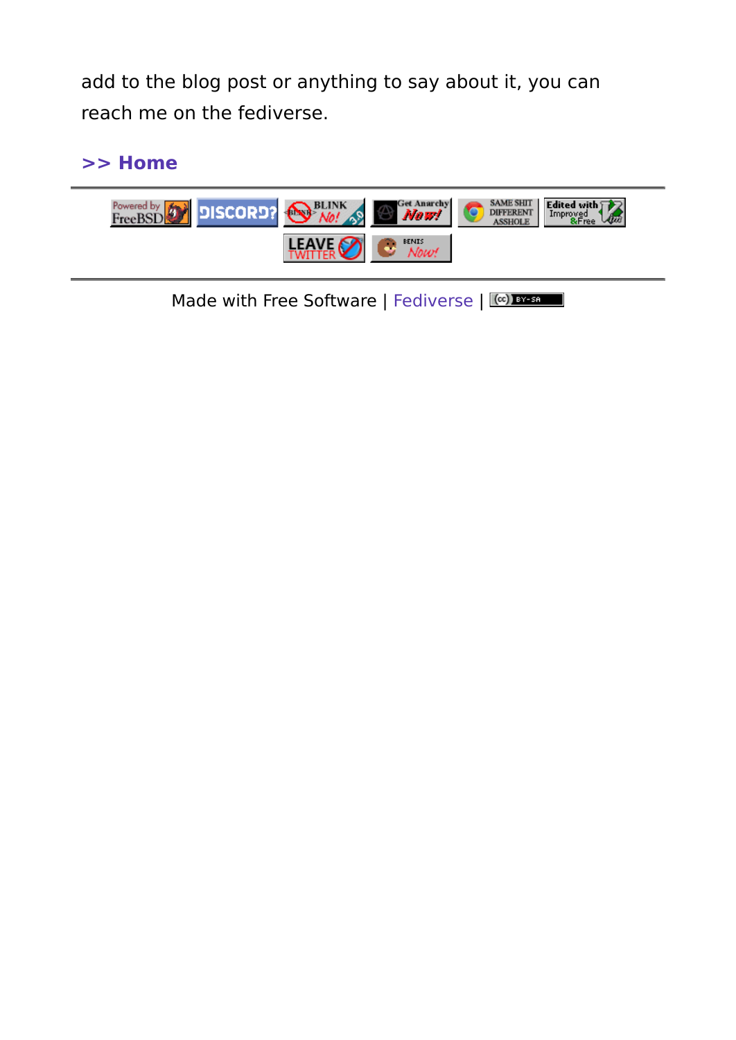add to the blog post or anything to say about it, you can reach me on the fediverse.

**>> Home**

---

---

Made with Free Software | Fediverse |